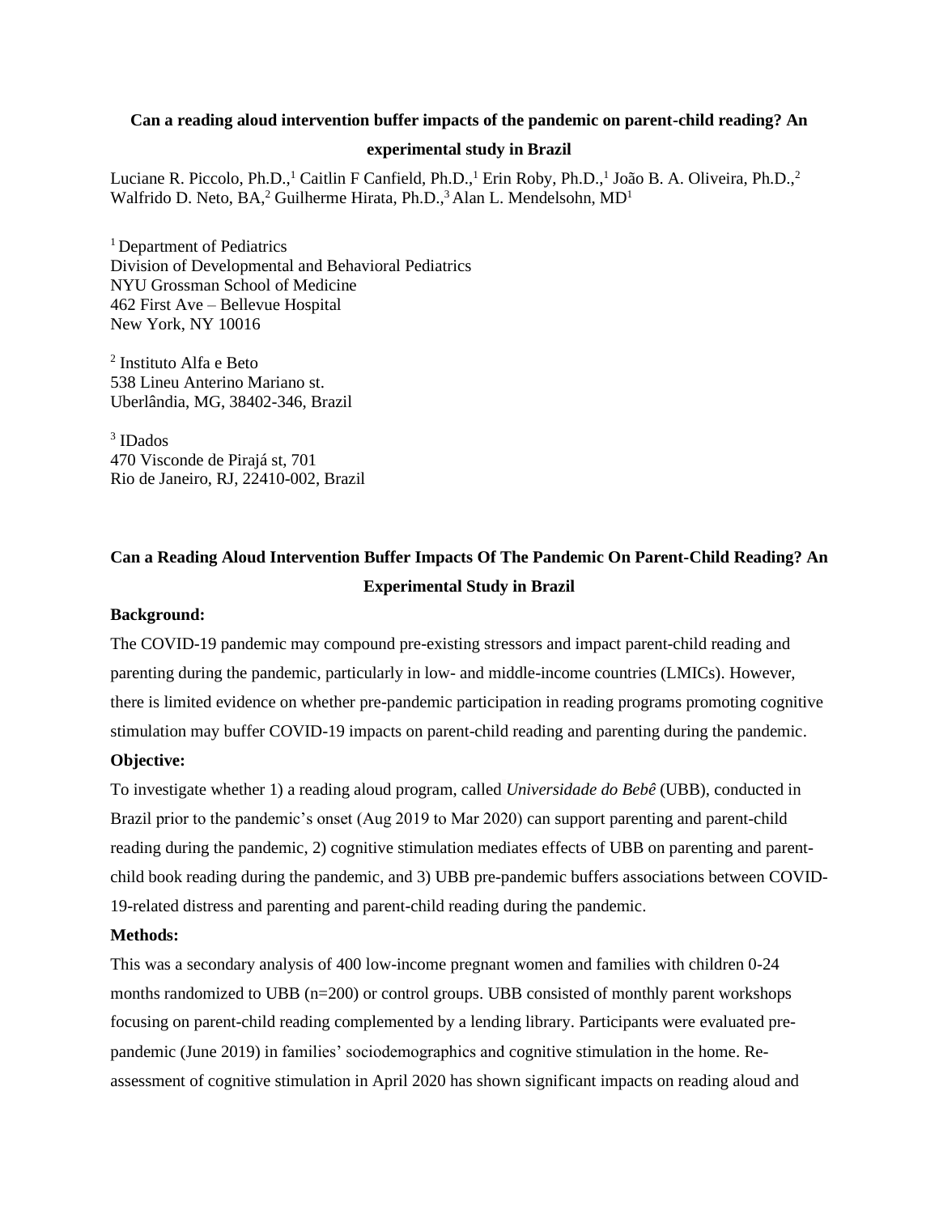**Can a reading aloud intervention buffer impacts of the pandemic on parent-child reading? An experimental study in Brazil**

Luciane R. Piccolo, Ph.D.,[1] Caitlin F Canfield, Ph.D.,[1] Erin Roby, Ph.D.,[1] João B. A. Oliveira, Ph.D.,[2] Walfrido D. Neto, BA,[2] Guilherme Hirata, Ph.D.,[3] Alan L. Mendelsohn, MD[1]

[1] Department of Pediatrics
Division of Developmental and Behavioral Pediatrics
NYU Grossman School of Medicine
462 First Ave – Bellevue Hospital
New York, NY 10016

[2] Instituto Alfa e Beto
538 Lineu Anterino Mariano st.
Uberlândia, MG, 38402-346, Brazil

[3] IDados
470 Visconde de Pirajá st, 701
Rio de Janeiro, RJ, 22410-002, Brazil

# Can a Reading Aloud Intervention Buffer Impacts Of The Pandemic On Parent-Child Reading? An Experimental Study in Brazil

**Background:**

The COVID-19 pandemic may compound pre-existing stressors and impact parent-child reading and parenting during the pandemic, particularly in low- and middle-income countries (LMICs). However, there is limited evidence on whether pre-pandemic participation in reading programs promoting cognitive stimulation may buffer COVID-19 impacts on parent-child reading and parenting during the pandemic.

**Objective:**

To investigate whether 1) a reading aloud program, called *Universidade do Bebê* (UBB), conducted in Brazil prior to the pandemic's onset (Aug 2019 to Mar 2020) can support parenting and parent-child reading during the pandemic, 2) cognitive stimulation mediates effects of UBB on parenting and parent-child book reading during the pandemic, and 3) UBB pre-pandemic buffers associations between COVID-19-related distress and parenting and parent-child reading during the pandemic.

**Methods:**

This was a secondary analysis of 400 low-income pregnant women and families with children 0-24 months randomized to UBB (n=200) or control groups. UBB consisted of monthly parent workshops focusing on parent-child reading complemented by a lending library. Participants were evaluated pre-pandemic (June 2019) in families' sociodemographics and cognitive stimulation in the home. Re-assessment of cognitive stimulation in April 2020 has shown significant impacts on reading aloud and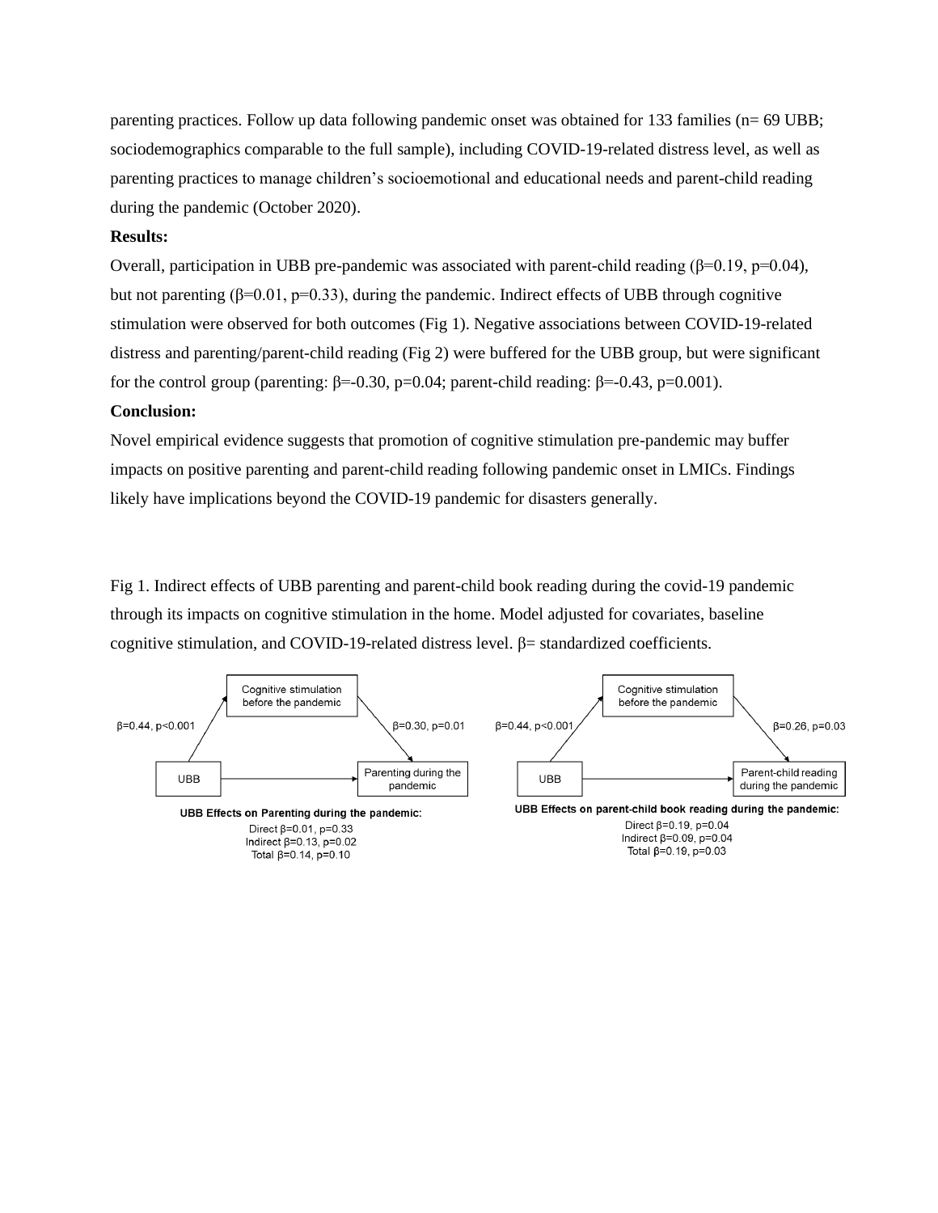parenting practices. Follow up data following pandemic onset was obtained for 133 families (n= 69 UBB; sociodemographics comparable to the full sample), including COVID-19-related distress level, as well as parenting practices to manage children's socioemotional and educational needs and parent-child reading during the pandemic (October 2020).

**Results:**

Overall, participation in UBB pre-pandemic was associated with parent-child reading (β=0.19, p=0.04), but not parenting (β=0.01, p=0.33), during the pandemic. Indirect effects of UBB through cognitive stimulation were observed for both outcomes (Fig 1). Negative associations between COVID-19-related distress and parenting/parent-child reading (Fig 2) were buffered for the UBB group, but were significant for the control group (parenting: β=-0.30, p=0.04; parent-child reading: β=-0.43, p=0.001).

**Conclusion:**

Novel empirical evidence suggests that promotion of cognitive stimulation pre-pandemic may buffer impacts on positive parenting and parent-child reading following pandemic onset in LMICs. Findings likely have implications beyond the COVID-19 pandemic for disasters generally.

Fig 1. Indirect effects of UBB parenting and parent-child book reading during the covid-19 pandemic through its impacts on cognitive stimulation in the home. Model adjusted for covariates, baseline cognitive stimulation, and COVID-19-related distress level. β= standardized coefficients.

Cognitive stimulation before the pandemic

β=0.44, p<0.001 — β=0.30, p=0.01

UBB → Parenting during the pandemic

**UBB Effects on Parenting during the pandemic:**

Direct β=0.01, p=0.33
Indirect β=0.13, p=0.02
Total β=0.14, p=0.10

Cognitive stimulation before the pandemic

β=0.44, p<0.001 — β=0.26, p=0.03

UBB → Parent-child reading during the pandemic

**UBB Effects on parent-child book reading during the pandemic:**

Direct β=0.19, p=0.04
Indirect β=0.09, p=0.04
Total β=0.19, p=0.03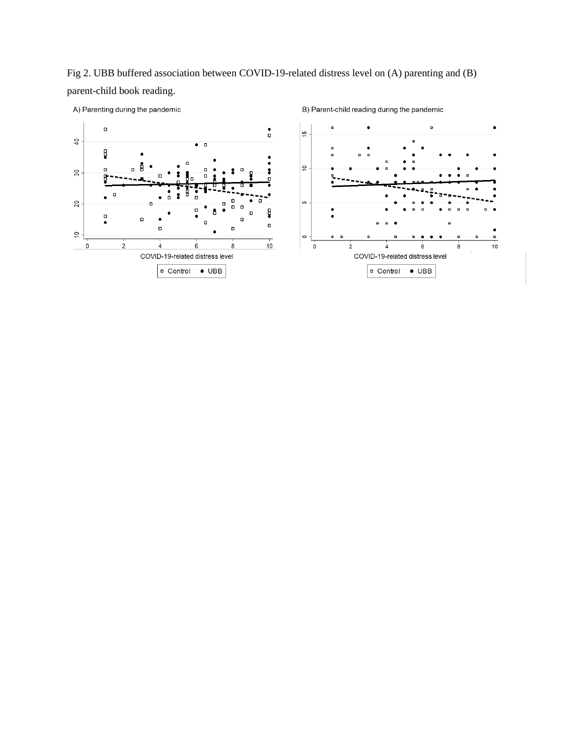Fig 2. UBB buffered association between COVID-19-related distress level on (A) parenting and (B) parent-child book reading.

A) Parenting during the pandemic

10
20
30
40
0
2
4
6
8
10

COVID-19-related distress level

Control UBB

B) Parent-child reading during the pandemic

0
5
10
15
0
2
4
6
8
10

COVID-19-related distress level

Control UBB